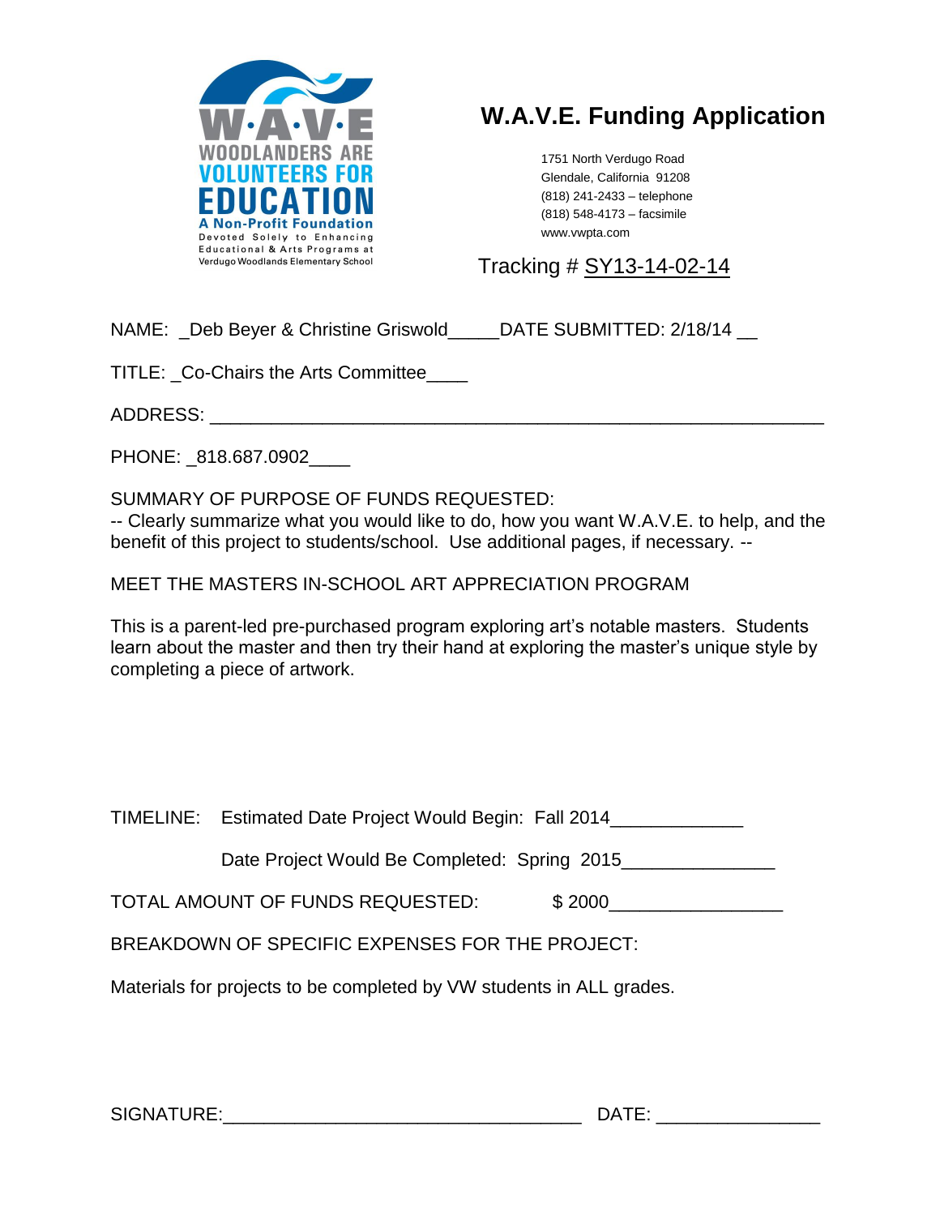W.A.V.E
WOODLANDERS ARE
VOLUNTEERS FOR
EDUCATION
A Non-Profit Foundation
Devoted Solely to Enhancing
Educational & Arts Programs at
Verdugo Woodlands Elementary School

# W.A.V.E. Funding Application

1751 North Verdugo Road
Glendale, California 91208
(818) 241-2433 – telephone
(818) 548-4173 – facsimile
www.vwpta.com

Tracking # SY13-14-02-14

NAME: _Deb Beyer & Christine Griswold_____DATE SUBMITTED: 2/18/14 __

TITLE: _Co-Chairs the Arts Committee____

ADDRESS: ____________________________________________________________

PHONE: _818.687.0902____

SUMMARY OF PURPOSE OF FUNDS REQUESTED:
-- Clearly summarize what you would like to do, how you want W.A.V.E. to help, and the benefit of this project to students/school. Use additional pages, if necessary. --

MEET THE MASTERS IN-SCHOOL ART APPRECIATION PROGRAM

This is a parent-led pre-purchased program exploring art's notable masters. Students learn about the master and then try their hand at exploring the master's unique style by completing a piece of artwork.

TIMELINE: Estimated Date Project Would Begin: Fall 2014_____________

Date Project Would Be Completed: Spring 2015_______________

TOTAL AMOUNT OF FUNDS REQUESTED: $ 2000_________________

BREAKDOWN OF SPECIFIC EXPENSES FOR THE PROJECT:

Materials for projects to be completed by VW students in ALL grades.

SIGNATURE:___________________________________ DATE: ________________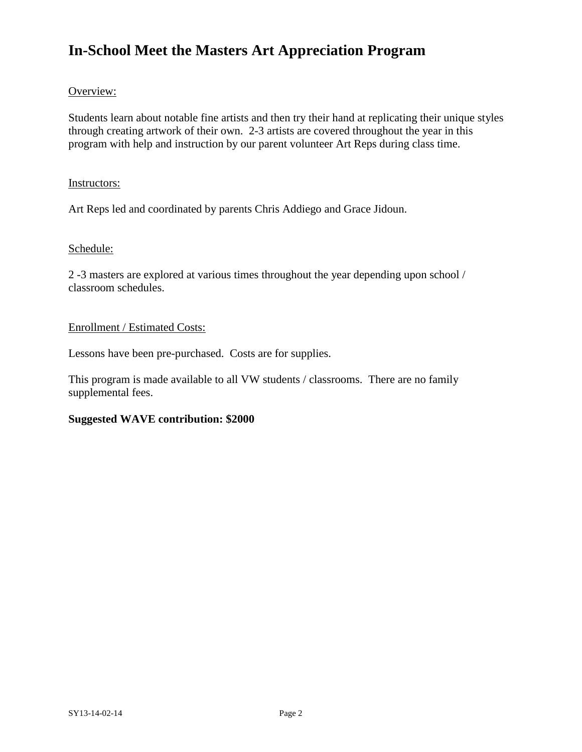# In-School Meet the Masters Art Appreciation Program

Overview:

Students learn about notable fine artists and then try their hand at replicating their unique styles through creating artwork of their own. 2-3 artists are covered throughout the year in this program with help and instruction by our parent volunteer Art Reps during class time.

Instructors:

Art Reps led and coordinated by parents Chris Addiego and Grace Jidoun.

Schedule:

2 -3 masters are explored at various times throughout the year depending upon school / classroom schedules.

Enrollment / Estimated Costs:

Lessons have been pre-purchased. Costs are for supplies.

This program is made available to all VW students / classrooms. There are no family supplemental fees.

**Suggested WAVE contribution: $2000**